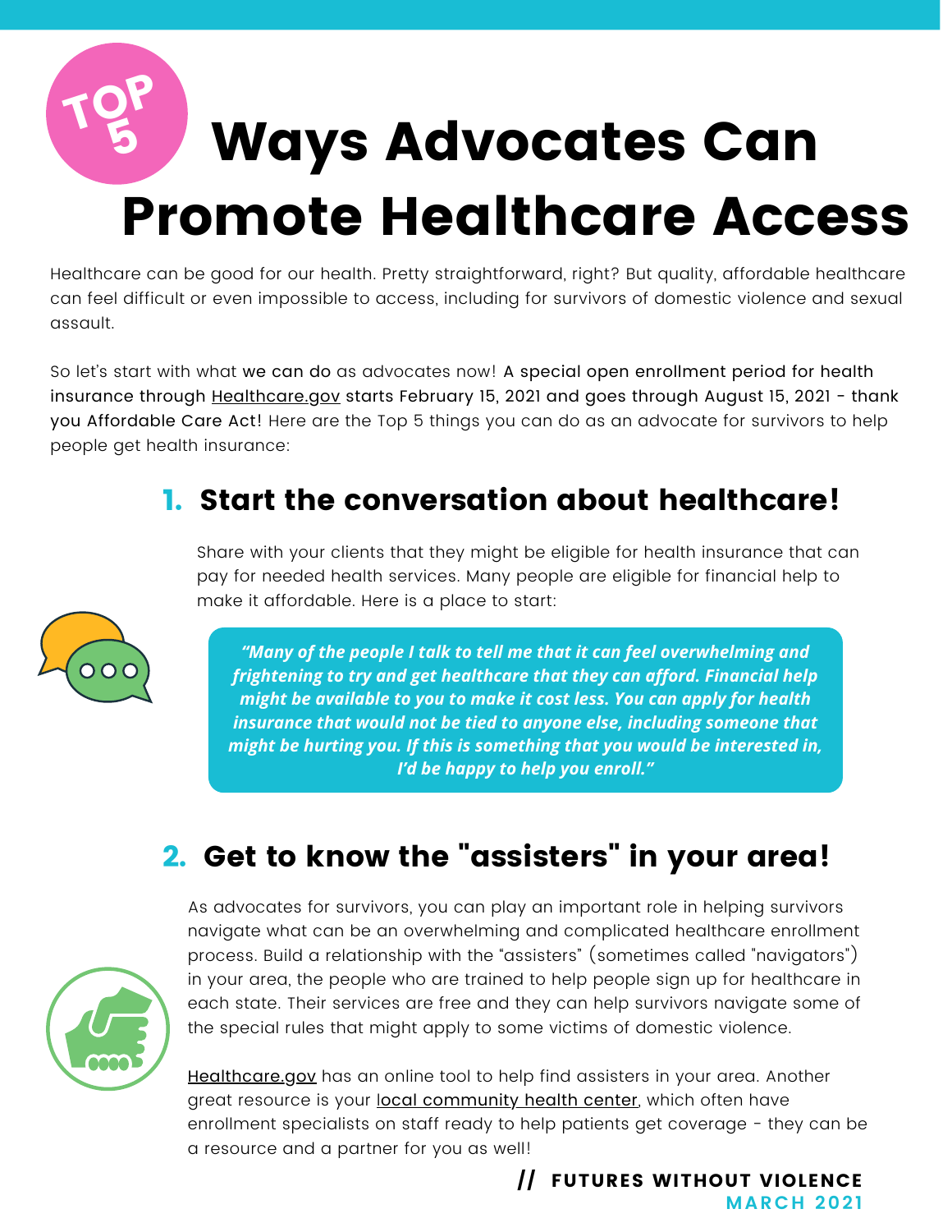# TOP 5 Ways Advocates Can Promote Healthcare Access

Healthcare can be good for our health. Pretty straightforward, right? But quality, affordable healthcare can feel difficult or even impossible to access, including for survivors of domestic violence and sexual assault.

So let's start with what we can do as advocates now! A special open enrollment period for health insurance through Healthcare.gov starts February 15, 2021 and goes through August 15, 2021 - thank you Affordable Care Act! Here are the Top 5 things you can do as an advocate for survivors to help people get health insurance:

## 1. Start the conversation about healthcare!

Share with your clients that they might be eligible for health insurance that can pay for needed health services. Many people are eligible for financial help to make it affordable. Here is a place to start:

> ***"Many of the people I talk to tell me that it can feel overwhelming and frightening to try and get healthcare that they can afford. Financial help might be available to you to make it cost less. You can apply for health insurance that would not be tied to anyone else, including someone that might be hurting you. If this is something that you would be interested in, I'd be happy to help you enroll."***

## 2. Get to know the "assisters" in your area!

As advocates for survivors, you can play an important role in helping survivors navigate what can be an overwhelming and complicated healthcare enrollment process. Build a relationship with the "assisters" (sometimes called "navigators") in your area, the people who are trained to help people sign up for healthcare in each state. Their services are free and they can help survivors navigate some of the special rules that might apply to some victims of domestic violence.

Healthcare.gov has an online tool to help find assisters in your area. Another great resource is your local community health center, which often have enrollment specialists on staff ready to help patients get coverage - they can be a resource and a partner for you as well!

// FUTURES WITHOUT VIOLENCE
MARCH 2021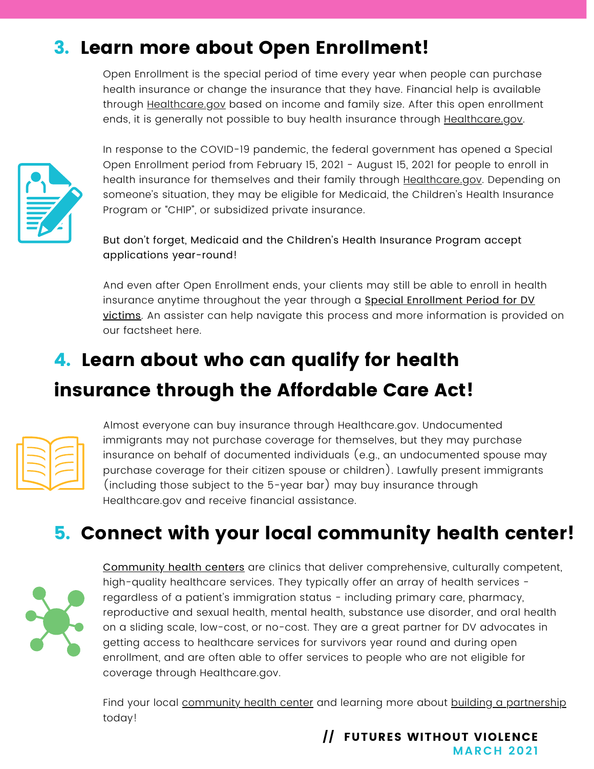## 3. Learn more about Open Enrollment!

Open Enrollment is the special period of time every year when people can purchase health insurance or change the insurance that they have. Financial help is available through Healthcare.gov based on income and family size. After this open enrollment ends, it is generally not possible to buy health insurance through Healthcare.gov.

In response to the COVID-19 pandemic, the federal government has opened a Special Open Enrollment period from February 15, 2021 - August 15, 2021 for people to enroll in health insurance for themselves and their family through Healthcare.gov. Depending on someone's situation, they may be eligible for Medicaid, the Children's Health Insurance Program or "CHIP", or subsidized private insurance.

But don't forget, Medicaid and the Children's Health Insurance Program accept applications year-round!

And even after Open Enrollment ends, your clients may still be able to enroll in health insurance anytime throughout the year through a Special Enrollment Period for DV victims. An assister can help navigate this process and more information is provided on our factsheet here.

## 4. Learn about who can qualify for health insurance through the Affordable Care Act!

Almost everyone can buy insurance through Healthcare.gov. Undocumented immigrants may not purchase coverage for themselves, but they may purchase insurance on behalf of documented individuals (e.g., an undocumented spouse may purchase coverage for their citizen spouse or children). Lawfully present immigrants (including those subject to the 5-year bar) may buy insurance through Healthcare.gov and receive financial assistance.

## 5. Connect with your local community health center!

Community health centers are clinics that deliver comprehensive, culturally competent, high-quality healthcare services. They typically offer an array of health services - regardless of a patient's immigration status - including primary care, pharmacy, reproductive and sexual health, mental health, substance use disorder, and oral health on a sliding scale, low-cost, or no-cost. They are a great partner for DV advocates in getting access to healthcare services for survivors year round and during open enrollment, and are often able to offer services to people who are not eligible for coverage through Healthcare.gov.

Find your local community health center and learning more about building a partnership today!

// **FUTURES WITHOUT VIOLENCE**
**MARCH 2021**